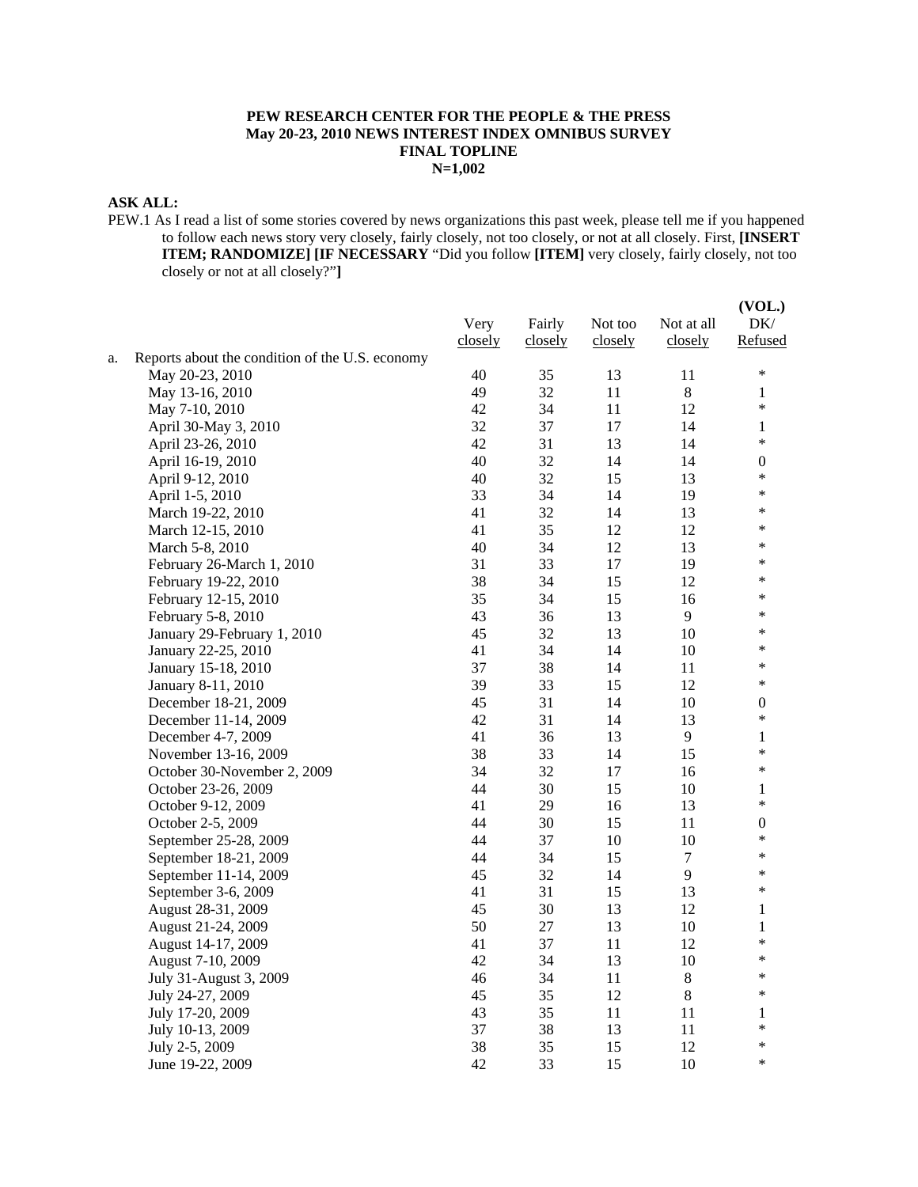**PEW RESEARCH CENTER FOR THE PEOPLE & THE PRESS**
**May 20-23, 2010 NEWS INTEREST INDEX OMNIBUS SURVEY**
**FINAL TOPLINE**
**N=1,002**

**ASK ALL:**

PEW.1 As I read a list of some stories covered by news organizations this past week, please tell me if you happened to follow each news story very closely, fairly closely, not too closely, or not at all closely. First, **[INSERT ITEM; RANDOMIZE] [IF NECESSARY** "Did you follow **[ITEM]** very closely, fairly closely, not too closely or not at all closely?"**]**

| | Very closely | Fairly closely | Not too closely | Not at all closely | (VOL.) DK/ Refused |
|---|---|---|---|---|---|
| a. Reports about the condition of the U.S. economy | | | | | |
| May 20-23, 2010 | 40 | 35 | 13 | 11 | * |
| May 13-16, 2010 | 49 | 32 | 11 | 8 | 1 |
| May 7-10, 2010 | 42 | 34 | 11 | 12 | * |
| April 30-May 3, 2010 | 32 | 37 | 17 | 14 | 1 |
| April 23-26, 2010 | 42 | 31 | 13 | 14 | * |
| April 16-19, 2010 | 40 | 32 | 14 | 14 | 0 |
| April 9-12, 2010 | 40 | 32 | 15 | 13 | * |
| April 1-5, 2010 | 33 | 34 | 14 | 19 | * |
| March 19-22, 2010 | 41 | 32 | 14 | 13 | * |
| March 12-15, 2010 | 41 | 35 | 12 | 12 | * |
| March 5-8, 2010 | 40 | 34 | 12 | 13 | * |
| February 26-March 1, 2010 | 31 | 33 | 17 | 19 | * |
| February 19-22, 2010 | 38 | 34 | 15 | 12 | * |
| February 12-15, 2010 | 35 | 34 | 15 | 16 | * |
| February 5-8, 2010 | 43 | 36 | 13 | 9 | * |
| January 29-February 1, 2010 | 45 | 32 | 13 | 10 | * |
| January 22-25, 2010 | 41 | 34 | 14 | 10 | * |
| January 15-18, 2010 | 37 | 38 | 14 | 11 | * |
| January 8-11, 2010 | 39 | 33 | 15 | 12 | * |
| December 18-21, 2009 | 45 | 31 | 14 | 10 | 0 |
| December 11-14, 2009 | 42 | 31 | 14 | 13 | * |
| December 4-7, 2009 | 41 | 36 | 13 | 9 | 1 |
| November 13-16, 2009 | 38 | 33 | 14 | 15 | * |
| October 30-November 2, 2009 | 34 | 32 | 17 | 16 | * |
| October 23-26, 2009 | 44 | 30 | 15 | 10 | 1 |
| October 9-12, 2009 | 41 | 29 | 16 | 13 | * |
| October 2-5, 2009 | 44 | 30 | 15 | 11 | 0 |
| September 25-28, 2009 | 44 | 37 | 10 | 10 | * |
| September 18-21, 2009 | 44 | 34 | 15 | 7 | * |
| September 11-14, 2009 | 45 | 32 | 14 | 9 | * |
| September 3-6, 2009 | 41 | 31 | 15 | 13 | * |
| August 28-31, 2009 | 45 | 30 | 13 | 12 | 1 |
| August 21-24, 2009 | 50 | 27 | 13 | 10 | 1 |
| August 14-17, 2009 | 41 | 37 | 11 | 12 | * |
| August 7-10, 2009 | 42 | 34 | 13 | 10 | * |
| July 31-August 3, 2009 | 46 | 34 | 11 | 8 | * |
| July 24-27, 2009 | 45 | 35 | 12 | 8 | * |
| July 17-20, 2009 | 43 | 35 | 11 | 11 | 1 |
| July 10-13, 2009 | 37 | 38 | 13 | 11 | * |
| July 2-5, 2009 | 38 | 35 | 15 | 12 | * |
| June 19-22, 2009 | 42 | 33 | 15 | 10 | * |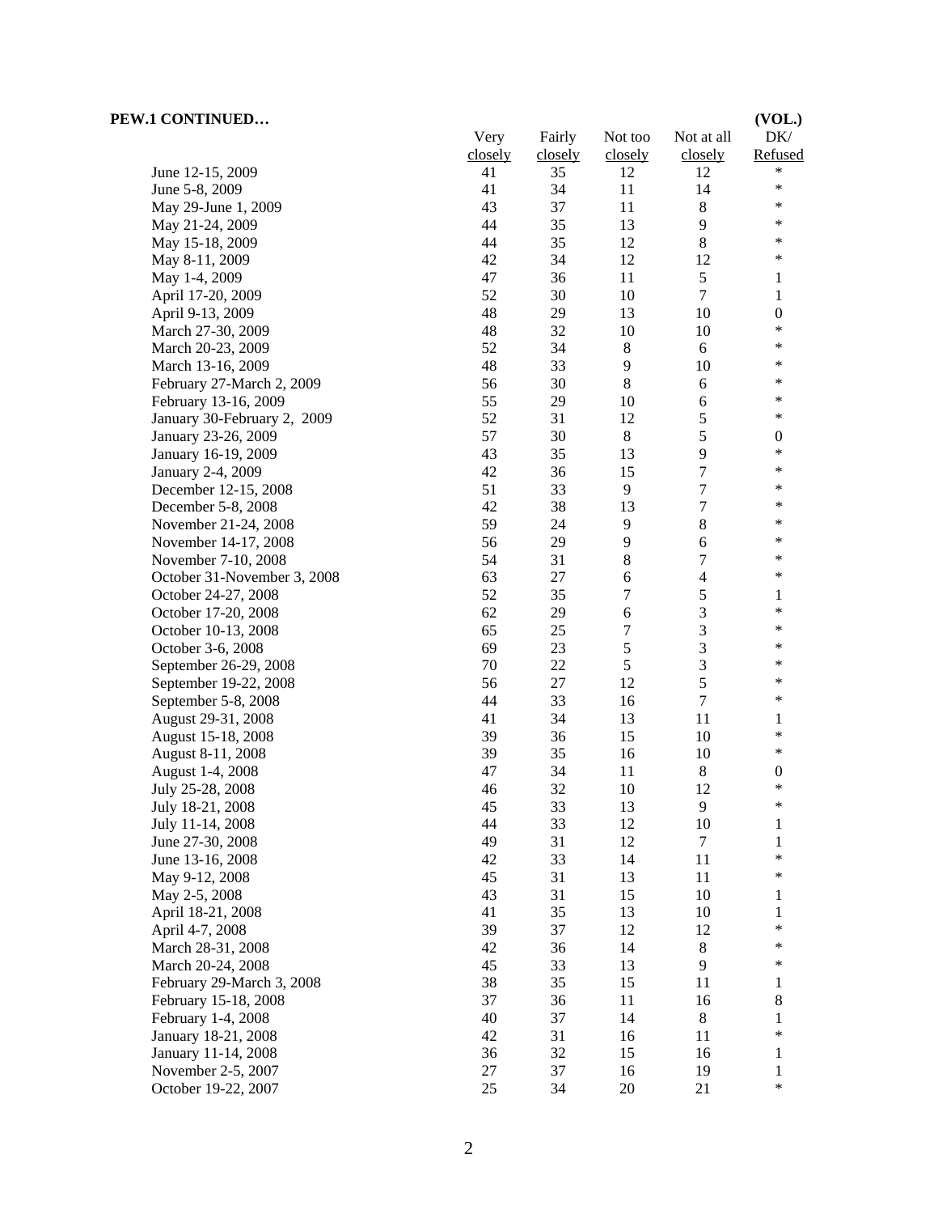**PEW.1 CONTINUED…**

| | Very closely | Fairly closely | Not too closely | Not at all closely | (VOL.) DK/ Refused |
|---|---|---|---|---|---|
| June 12-15, 2009 | 41 | 35 | 12 | 12 | * |
| June 5-8, 2009 | 41 | 34 | 11 | 14 | * |
| May 29-June 1, 2009 | 43 | 37 | 11 | 8 | * |
| May 21-24, 2009 | 44 | 35 | 13 | 9 | * |
| May 15-18, 2009 | 44 | 35 | 12 | 8 | * |
| May 8-11, 2009 | 42 | 34 | 12 | 12 | * |
| May 1-4, 2009 | 47 | 36 | 11 | 5 | 1 |
| April 17-20, 2009 | 52 | 30 | 10 | 7 | 1 |
| April 9-13, 2009 | 48 | 29 | 13 | 10 | 0 |
| March 27-30, 2009 | 48 | 32 | 10 | 10 | * |
| March 20-23, 2009 | 52 | 34 | 8 | 6 | * |
| March 13-16, 2009 | 48 | 33 | 9 | 10 | * |
| February 27-March 2, 2009 | 56 | 30 | 8 | 6 | * |
| February 13-16, 2009 | 55 | 29 | 10 | 6 | * |
| January 30-February 2, 2009 | 52 | 31 | 12 | 5 | * |
| January 23-26, 2009 | 57 | 30 | 8 | 5 | 0 |
| January 16-19, 2009 | 43 | 35 | 13 | 9 | * |
| January 2-4, 2009 | 42 | 36 | 15 | 7 | * |
| December 12-15, 2008 | 51 | 33 | 9 | 7 | * |
| December 5-8, 2008 | 42 | 38 | 13 | 7 | * |
| November 21-24, 2008 | 59 | 24 | 9 | 8 | * |
| November 14-17, 2008 | 56 | 29 | 9 | 6 | * |
| November 7-10, 2008 | 54 | 31 | 8 | 7 | * |
| October 31-November 3, 2008 | 63 | 27 | 6 | 4 | * |
| October 24-27, 2008 | 52 | 35 | 7 | 5 | 1 |
| October 17-20, 2008 | 62 | 29 | 6 | 3 | * |
| October 10-13, 2008 | 65 | 25 | 7 | 3 | * |
| October 3-6, 2008 | 69 | 23 | 5 | 3 | * |
| September 26-29, 2008 | 70 | 22 | 5 | 3 | * |
| September 19-22, 2008 | 56 | 27 | 12 | 5 | * |
| September 5-8, 2008 | 44 | 33 | 16 | 7 | * |
| August 29-31, 2008 | 41 | 34 | 13 | 11 | 1 |
| August 15-18, 2008 | 39 | 36 | 15 | 10 | * |
| August 8-11, 2008 | 39 | 35 | 16 | 10 | * |
| August 1-4, 2008 | 47 | 34 | 11 | 8 | 0 |
| July 25-28, 2008 | 46 | 32 | 10 | 12 | * |
| July 18-21, 2008 | 45 | 33 | 13 | 9 | * |
| July 11-14, 2008 | 44 | 33 | 12 | 10 | 1 |
| June 27-30, 2008 | 49 | 31 | 12 | 7 | 1 |
| June 13-16, 2008 | 42 | 33 | 14 | 11 | * |
| May 9-12, 2008 | 45 | 31 | 13 | 11 | * |
| May 2-5, 2008 | 43 | 31 | 15 | 10 | 1 |
| April 18-21, 2008 | 41 | 35 | 13 | 10 | 1 |
| April 4-7, 2008 | 39 | 37 | 12 | 12 | * |
| March 28-31, 2008 | 42 | 36 | 14 | 8 | * |
| March 20-24, 2008 | 45 | 33 | 13 | 9 | * |
| February 29-March 3, 2008 | 38 | 35 | 15 | 11 | 1 |
| February 15-18, 2008 | 37 | 36 | 11 | 16 | 8 |
| February 1-4, 2008 | 40 | 37 | 14 | 8 | 1 |
| January 18-21, 2008 | 42 | 31 | 16 | 11 | * |
| January 11-14, 2008 | 36 | 32 | 15 | 16 | 1 |
| November 2-5, 2007 | 27 | 37 | 16 | 19 | 1 |
| October 19-22, 2007 | 25 | 34 | 20 | 21 | * |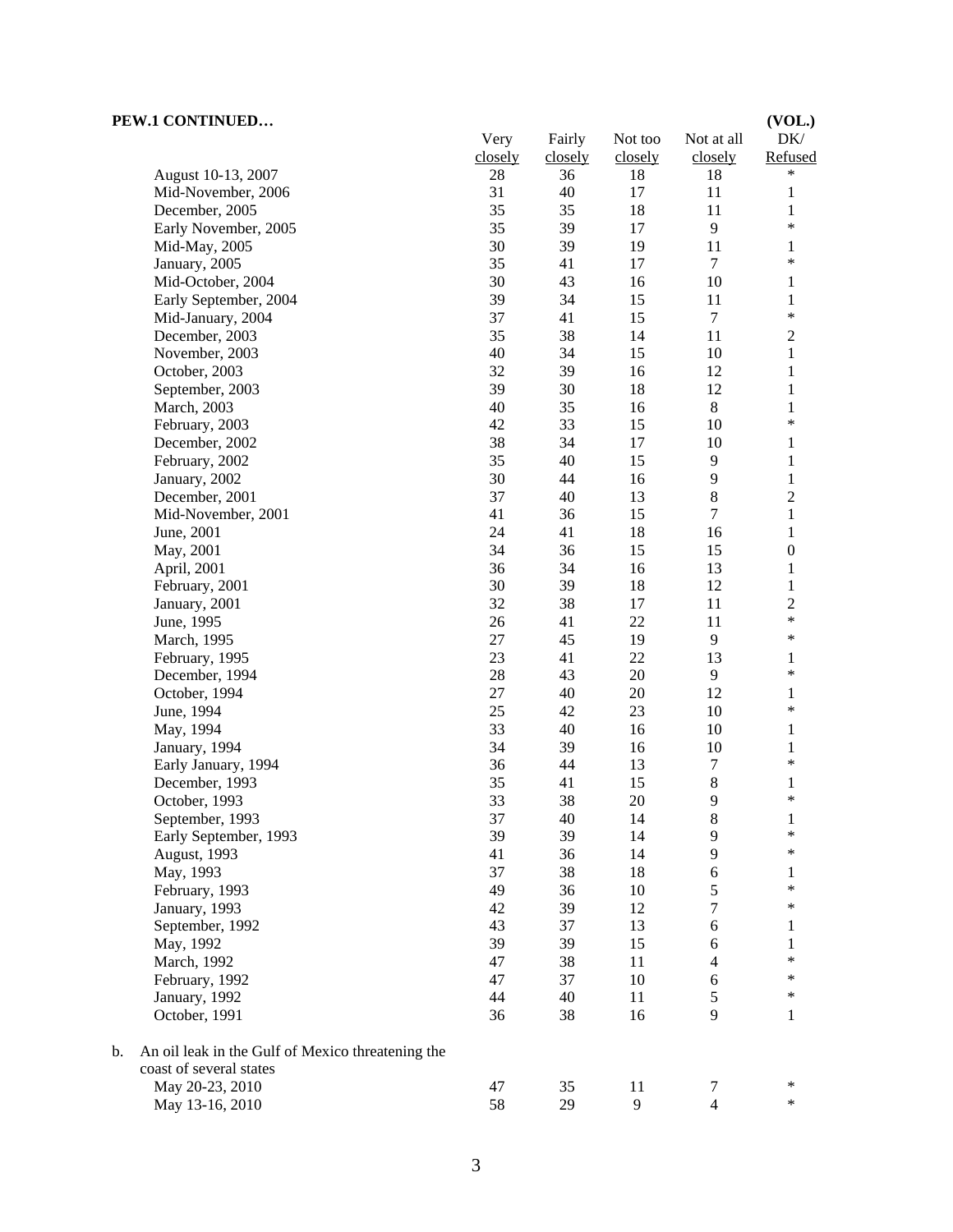**PEW.1 CONTINUED…**

| | Very closely | Fairly closely | Not too closely | Not at all closely | (VOL.) DK/ Refused |
|---|---|---|---|---|---|
| August 10-13, 2007 | 28 | 36 | 18 | 18 | * |
| Mid-November, 2006 | 31 | 40 | 17 | 11 | 1 |
| December, 2005 | 35 | 35 | 18 | 11 | 1 |
| Early November, 2005 | 35 | 39 | 17 | 9 | * |
| Mid-May, 2005 | 30 | 39 | 19 | 11 | 1 |
| January, 2005 | 35 | 41 | 17 | 7 | * |
| Mid-October, 2004 | 30 | 43 | 16 | 10 | 1 |
| Early September, 2004 | 39 | 34 | 15 | 11 | 1 |
| Mid-January, 2004 | 37 | 41 | 15 | 7 | * |
| December, 2003 | 35 | 38 | 14 | 11 | 2 |
| November, 2003 | 40 | 34 | 15 | 10 | 1 |
| October, 2003 | 32 | 39 | 16 | 12 | 1 |
| September, 2003 | 39 | 30 | 18 | 12 | 1 |
| March, 2003 | 40 | 35 | 16 | 8 | 1 |
| February, 2003 | 42 | 33 | 15 | 10 | * |
| December, 2002 | 38 | 34 | 17 | 10 | 1 |
| February, 2002 | 35 | 40 | 15 | 9 | 1 |
| January, 2002 | 30 | 44 | 16 | 9 | 1 |
| December, 2001 | 37 | 40 | 13 | 8 | 2 |
| Mid-November, 2001 | 41 | 36 | 15 | 7 | 1 |
| June, 2001 | 24 | 41 | 18 | 16 | 1 |
| May, 2001 | 34 | 36 | 15 | 15 | 0 |
| April, 2001 | 36 | 34 | 16 | 13 | 1 |
| February, 2001 | 30 | 39 | 18 | 12 | 1 |
| January, 2001 | 32 | 38 | 17 | 11 | 2 |
| June, 1995 | 26 | 41 | 22 | 11 | * |
| March, 1995 | 27 | 45 | 19 | 9 | * |
| February, 1995 | 23 | 41 | 22 | 13 | 1 |
| December, 1994 | 28 | 43 | 20 | 9 | * |
| October, 1994 | 27 | 40 | 20 | 12 | 1 |
| June, 1994 | 25 | 42 | 23 | 10 | * |
| May, 1994 | 33 | 40 | 16 | 10 | 1 |
| January, 1994 | 34 | 39 | 16 | 10 | 1 |
| Early January, 1994 | 36 | 44 | 13 | 7 | * |
| December, 1993 | 35 | 41 | 15 | 8 | 1 |
| October, 1993 | 33 | 38 | 20 | 9 | * |
| September, 1993 | 37 | 40 | 14 | 8 | 1 |
| Early September, 1993 | 39 | 39 | 14 | 9 | * |
| August, 1993 | 41 | 36 | 14 | 9 | * |
| May, 1993 | 37 | 38 | 18 | 6 | 1 |
| February, 1993 | 49 | 36 | 10 | 5 | * |
| January, 1993 | 42 | 39 | 12 | 7 | * |
| September, 1992 | 43 | 37 | 13 | 6 | 1 |
| May, 1992 | 39 | 39 | 15 | 6 | 1 |
| March, 1992 | 47 | 38 | 11 | 4 | * |
| February, 1992 | 47 | 37 | 10 | 6 | * |
| January, 1992 | 44 | 40 | 11 | 5 | * |
| October, 1991 | 36 | 38 | 16 | 9 | 1 |
| **b. An oil leak in the Gulf of Mexico threatening the coast of several states** | | | | | |
| May 20-23, 2010 | 47 | 35 | 11 | 7 | * |
| May 13-16, 2010 | 58 | 29 | 9 | 4 | * |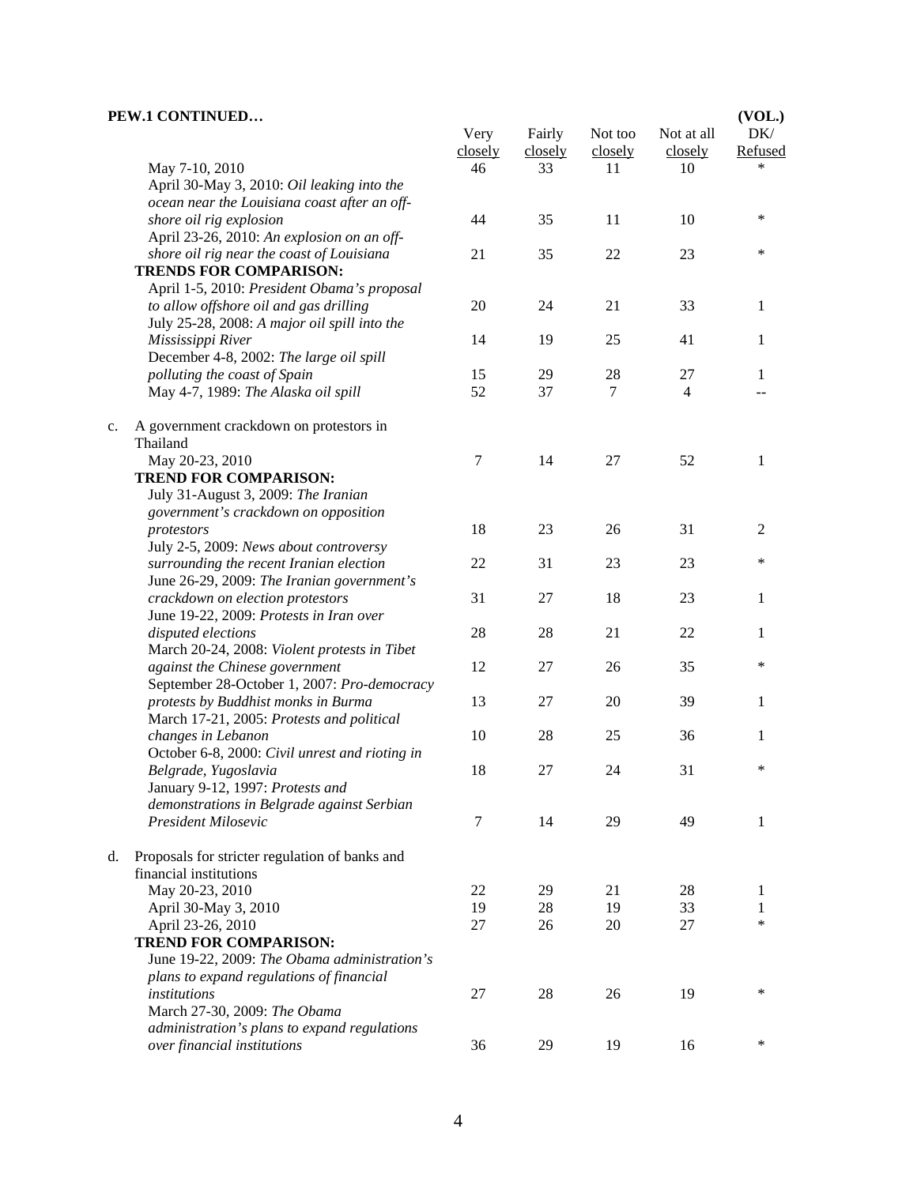**PEW.1 CONTINUED…**

| | Very closely | Fairly closely | Not too closely | Not at all closely | (VOL.) DK/ Refused |
|---|---|---|---|---|---|
| May 7-10, 2010 | 46 | 33 | 11 | 10 | * |
| April 30-May 3, 2010: *Oil leaking into the ocean near the Louisiana coast after an off-shore oil rig explosion* | 44 | 35 | 11 | 10 | * |
| April 23-26, 2010: *An explosion on an off-shore oil rig near the coast of Louisiana* | 21 | 35 | 22 | 23 | * |
| **TRENDS FOR COMPARISON:** | | | | | |
| April 1-5, 2010: *President Obama's proposal to allow offshore oil and gas drilling* | 20 | 24 | 21 | 33 | 1 |
| July 25-28, 2008: *A major oil spill into the Mississippi River* | 14 | 19 | 25 | 41 | 1 |
| December 4-8, 2002: *The large oil spill polluting the coast of Spain* | 15 | 29 | 28 | 27 | 1 |
| May 4-7, 1989: *The Alaska oil spill* | 52 | 37 | 7 | 4 | -- |
| **c.** A government crackdown on protestors in Thailand | | | | | |
| May 20-23, 2010 | 7 | 14 | 27 | 52 | 1 |
| **TREND FOR COMPARISON:** | | | | | |
| July 31-August 3, 2009: *The Iranian government's crackdown on opposition protestors* | 18 | 23 | 26 | 31 | 2 |
| July 2-5, 2009: *News about controversy surrounding the recent Iranian election* | 22 | 31 | 23 | 23 | * |
| June 26-29, 2009: *The Iranian government's crackdown on election protestors* | 31 | 27 | 18 | 23 | 1 |
| June 19-22, 2009: *Protests in Iran over disputed elections* | 28 | 28 | 21 | 22 | 1 |
| March 20-24, 2008: *Violent protests in Tibet against the Chinese government* | 12 | 27 | 26 | 35 | * |
| September 28-October 1, 2007: *Pro-democracy protests by Buddhist monks in Burma* | 13 | 27 | 20 | 39 | 1 |
| March 17-21, 2005: *Protests and political changes in Lebanon* | 10 | 28 | 25 | 36 | 1 |
| October 6-8, 2000: *Civil unrest and rioting in Belgrade, Yugoslavia* | 18 | 27 | 24 | 31 | * |
| January 9-12, 1997: *Protests and demonstrations in Belgrade against Serbian President Milosevic* | 7 | 14 | 29 | 49 | 1 |
| **d.** Proposals for stricter regulation of banks and financial institutions | | | | | |
| May 20-23, 2010 | 22 | 29 | 21 | 28 | 1 |
| April 30-May 3, 2010 | 19 | 28 | 19 | 33 | 1 |
| April 23-26, 2010 | 27 | 26 | 20 | 27 | * |
| **TREND FOR COMPARISON:** | | | | | |
| June 19-22, 2009: *The Obama administration's plans to expand regulations of financial institutions* | 27 | 28 | 26 | 19 | * |
| March 27-30, 2009: *The Obama administration's plans to expand regulations over financial institutions* | 36 | 29 | 19 | 16 | * |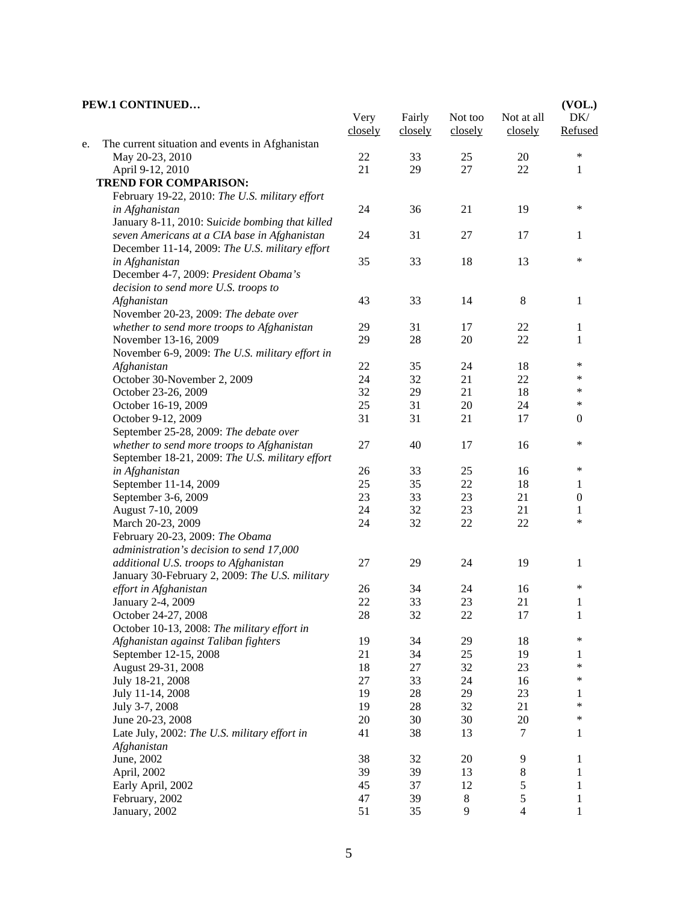**PEW.1 CONTINUED…**

| | Very closely | Fairly closely | Not too closely | Not at all closely | (VOL.) DK/ Refused |
|---|---|---|---|---|---|
| e. The current situation and events in Afghanistan | | | | | |
| May 20-23, 2010 | 22 | 33 | 25 | 20 | * |
| April 9-12, 2010 | 21 | 29 | 27 | 22 | 1 |
| **TREND FOR COMPARISON:** | | | | | |
| February 19-22, 2010: *The U.S. military effort in Afghanistan* | 24 | 36 | 21 | 19 | * |
| January 8-11, 2010: *Suicide bombing that killed seven Americans at a CIA base in Afghanistan* | 24 | 31 | 27 | 17 | 1 |
| December 11-14, 2009: *The U.S. military effort in Afghanistan* | 35 | 33 | 18 | 13 | * |
| December 4-7, 2009: *President Obama's decision to send more U.S. troops to Afghanistan* | 43 | 33 | 14 | 8 | 1 |
| November 20-23, 2009: *The debate over whether to send more troops to Afghanistan* | 29 | 31 | 17 | 22 | 1 |
| November 13-16, 2009 | 29 | 28 | 20 | 22 | 1 |
| November 6-9, 2009: *The U.S. military effort in Afghanistan* | 22 | 35 | 24 | 18 | * |
| October 30-November 2, 2009 | 24 | 32 | 21 | 22 | * |
| October 23-26, 2009 | 32 | 29 | 21 | 18 | * |
| October 16-19, 2009 | 25 | 31 | 20 | 24 | * |
| October 9-12, 2009 | 31 | 31 | 21 | 17 | 0 |
| September 25-28, 2009: *The debate over whether to send more troops to Afghanistan* | 27 | 40 | 17 | 16 | * |
| September 18-21, 2009: *The U.S. military effort in Afghanistan* | 26 | 33 | 25 | 16 | * |
| September 11-14, 2009 | 25 | 35 | 22 | 18 | 1 |
| September 3-6, 2009 | 23 | 33 | 23 | 21 | 0 |
| August 7-10, 2009 | 24 | 32 | 23 | 21 | 1 |
| March 20-23, 2009 | 24 | 32 | 22 | 22 | * |
| February 20-23, 2009: *The Obama administration's decision to send 17,000 additional U.S. troops to Afghanistan* | 27 | 29 | 24 | 19 | 1 |
| January 30-February 2, 2009: *The U.S. military effort in Afghanistan* | 26 | 34 | 24 | 16 | * |
| January 2-4, 2009 | 22 | 33 | 23 | 21 | 1 |
| October 24-27, 2008 | 28 | 32 | 22 | 17 | 1 |
| October 10-13, 2008: *The military effort in Afghanistan against Taliban fighters* | 19 | 34 | 29 | 18 | * |
| September 12-15, 2008 | 21 | 34 | 25 | 19 | 1 |
| August 29-31, 2008 | 18 | 27 | 32 | 23 | * |
| July 18-21, 2008 | 27 | 33 | 24 | 16 | * |
| July 11-14, 2008 | 19 | 28 | 29 | 23 | 1 |
| July 3-7, 2008 | 19 | 28 | 32 | 21 | * |
| June 20-23, 2008 | 20 | 30 | 30 | 20 | * |
| Late July, 2002: *The U.S. military effort in Afghanistan* | 41 | 38 | 13 | 7 | 1 |
| June, 2002 | 38 | 32 | 20 | 9 | 1 |
| April, 2002 | 39 | 39 | 13 | 8 | 1 |
| Early April, 2002 | 45 | 37 | 12 | 5 | 1 |
| February, 2002 | 47 | 39 | 8 | 5 | 1 |
| January, 2002 | 51 | 35 | 9 | 4 | 1 |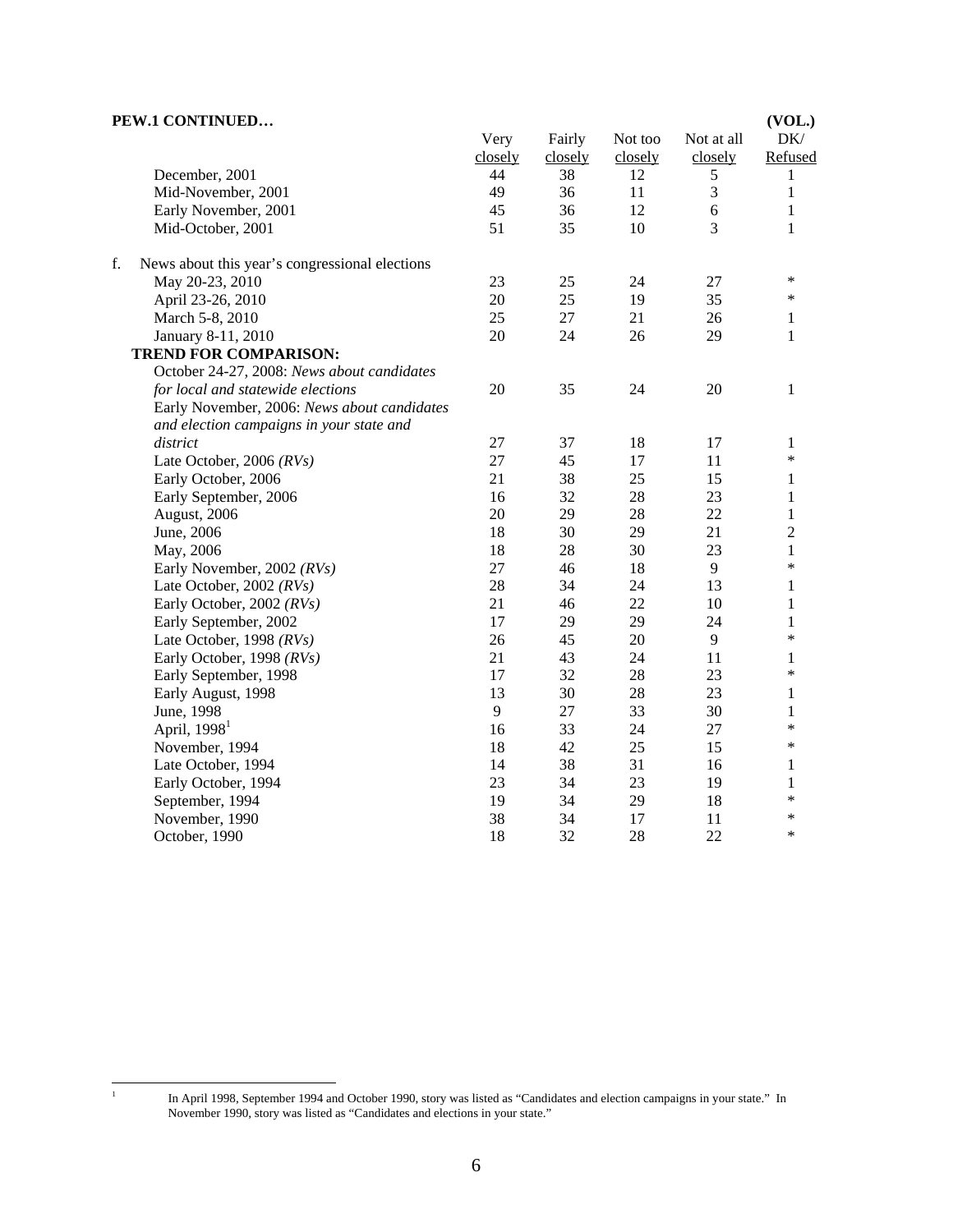**PEW.1 CONTINUED…**

| | Very closely | Fairly closely | Not too closely | Not at all closely | (VOL.) DK/ Refused |
|---|---|---|---|---|---|
| December, 2001 | 44 | 38 | 12 | 5 | 1 |
| Mid-November, 2001 | 49 | 36 | 11 | 3 | 1 |
| Early November, 2001 | 45 | 36 | 12 | 6 | 1 |
| Mid-October, 2001 | 51 | 35 | 10 | 3 | 1 |
| | | | | | |
| f. News about this year's congressional elections | | | | | |
| May 20-23, 2010 | 23 | 25 | 24 | 27 | * |
| April 23-26, 2010 | 20 | 25 | 19 | 35 | * |
| March 5-8, 2010 | 25 | 27 | 21 | 26 | 1 |
| January 8-11, 2010 | 20 | 24 | 26 | 29 | 1 |
| **TREND FOR COMPARISON:** | | | | | |
| October 24-27, 2008: *News about candidates for local and statewide elections* | 20 | 35 | 24 | 20 | 1 |
| Early November, 2006: *News about candidates and election campaigns in your state and district* | 27 | 37 | 18 | 17 | 1 |
| Late October, 2006 *(RVs)* | 27 | 45 | 17 | 11 | * |
| Early October, 2006 | 21 | 38 | 25 | 15 | 1 |
| Early September, 2006 | 16 | 32 | 28 | 23 | 1 |
| August, 2006 | 20 | 29 | 28 | 22 | 1 |
| June, 2006 | 18 | 30 | 29 | 21 | 2 |
| May, 2006 | 18 | 28 | 30 | 23 | 1 |
| Early November, 2002 *(RVs)* | 27 | 46 | 18 | 9 | * |
| Late October, 2002 *(RVs)* | 28 | 34 | 24 | 13 | 1 |
| Early October, 2002 *(RVs)* | 21 | 46 | 22 | 10 | 1 |
| Early September, 2002 | 17 | 29 | 29 | 24 | 1 |
| Late October, 1998 *(RVs)* | 26 | 45 | 20 | 9 | * |
| Early October, 1998 *(RVs)* | 21 | 43 | 24 | 11 | 1 |
| Early September, 1998 | 17 | 32 | 28 | 23 | * |
| Early August, 1998 | 13 | 30 | 28 | 23 | 1 |
| June, 1998 | 9 | 27 | 33 | 30 | 1 |
| April, 1998[1] | 16 | 33 | 24 | 27 | * |
| November, 1994 | 18 | 42 | 25 | 15 | * |
| Late October, 1994 | 14 | 38 | 31 | 16 | 1 |
| Early October, 1994 | 23 | 34 | 23 | 19 | 1 |
| September, 1994 | 19 | 34 | 29 | 18 | * |
| November, 1990 | 38 | 34 | 17 | 11 | * |
| October, 1990 | 18 | 32 | 28 | 22 | * |

[1] In April 1998, September 1994 and October 1990, story was listed as "Candidates and election campaigns in your state." In November 1990, story was listed as "Candidates and elections in your state."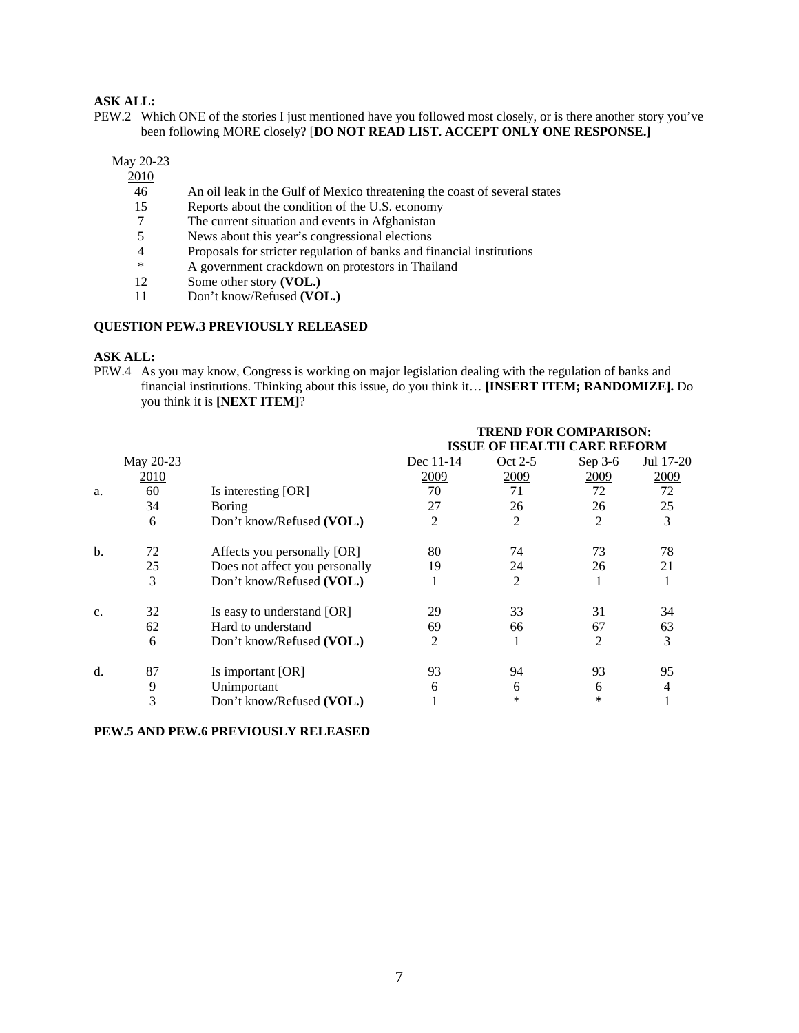**ASK ALL:**

PEW.2 Which ONE of the stories I just mentioned have you followed most closely, or is there another story you've been following MORE closely? [**DO NOT READ LIST. ACCEPT ONLY ONE RESPONSE.]**

| May 20-23 2010 | |
|---|---|
| 46 | An oil leak in the Gulf of Mexico threatening the coast of several states |
| 15 | Reports about the condition of the U.S. economy |
| 7 | The current situation and events in Afghanistan |
| 5 | News about this year's congressional elections |
| 4 | Proposals for stricter regulation of banks and financial institutions |
| * | A government crackdown on protestors in Thailand |
| 12 | Some other story **(VOL.)** |
| 11 | Don't know/Refused **(VOL.)** |

**QUESTION PEW.3 PREVIOUSLY RELEASED**

**ASK ALL:**

PEW.4 As you may know, Congress is working on major legislation dealing with the regulation of banks and financial institutions. Thinking about this issue, do you think it… **[INSERT ITEM; RANDOMIZE].** Do you think it is **[NEXT ITEM]**?

| | | | **TREND FOR COMPARISON: ISSUE OF HEALTH CARE REFORM** | | | |
|---|---|---|---|---|---|---|
| | May 20-23 2010 | | Dec 11-14 2009 | Oct 2-5 2009 | Sep 3-6 2009 | Jul 17-20 2009 |
| a. | 60 | Is interesting [OR] | 70 | 71 | 72 | 72 |
| | 34 | Boring | 27 | 26 | 26 | 25 |
| | 6 | Don't know/Refused **(VOL.)** | 2 | 2 | 2 | 3 |
| b. | 72 | Affects you personally [OR] | 80 | 74 | 73 | 78 |
| | 25 | Does not affect you personally | 19 | 24 | 26 | 21 |
| | 3 | Don't know/Refused **(VOL.)** | 1 | 2 | 1 | 1 |
| c. | 32 | Is easy to understand [OR] | 29 | 33 | 31 | 34 |
| | 62 | Hard to understand | 69 | 66 | 67 | 63 |
| | 6 | Don't know/Refused **(VOL.)** | 2 | 1 | 2 | 3 |
| d. | 87 | Is important [OR] | 93 | 94 | 93 | 95 |
| | 9 | Unimportant | 6 | 6 | 6 | 4 |
| | 3 | Don't know/Refused **(VOL.)** | 1 | * | * | 1 |

**PEW.5 AND PEW.6 PREVIOUSLY RELEASED**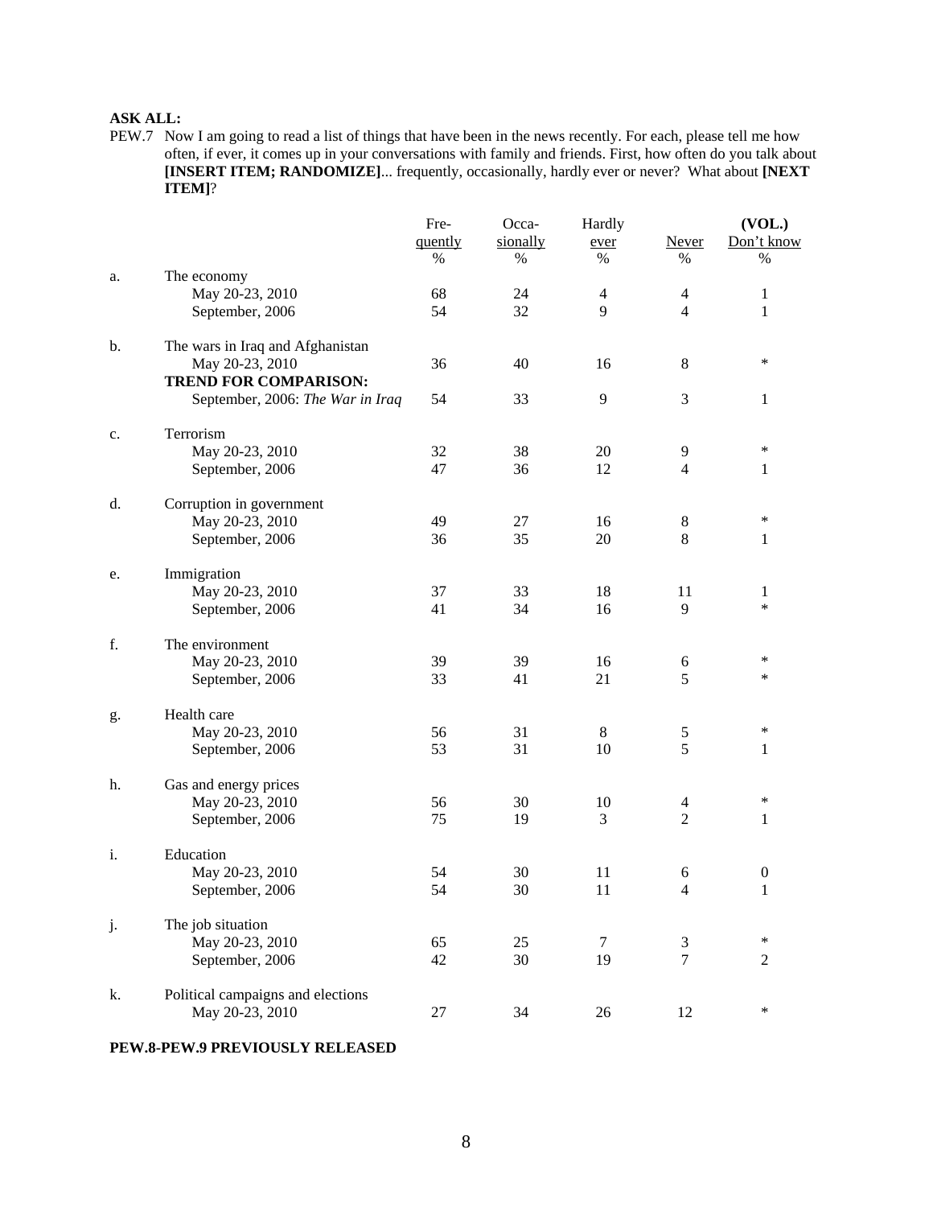**ASK ALL:**

PEW.7 Now I am going to read a list of things that have been in the news recently. For each, please tell me how often, if ever, it comes up in your conversations with family and friends. First, how often do you talk about **[INSERT ITEM; RANDOMIZE]**... frequently, occasionally, hardly ever or never? What about **[NEXT ITEM]**?

| | | Fre-quently % | Occa-sionally % | Hardly ever % | Never % | (VOL.) Don't know % |
|---|---|---|---|---|---|---|
| a. | The economy | | | | | |
| | May 20-23, 2010 | 68 | 24 | 4 | 4 | 1 |
| | September, 2006 | 54 | 32 | 9 | 4 | 1 |
| b. | The wars in Iraq and Afghanistan | | | | | |
| | May 20-23, 2010 | 36 | 40 | 16 | 8 | * |
| | **TREND FOR COMPARISON:** | | | | | |
| | September, 2006: *The War in Iraq* | 54 | 33 | 9 | 3 | 1 |
| c. | Terrorism | | | | | |
| | May 20-23, 2010 | 32 | 38 | 20 | 9 | * |
| | September, 2006 | 47 | 36 | 12 | 4 | 1 |
| d. | Corruption in government | | | | | |
| | May 20-23, 2010 | 49 | 27 | 16 | 8 | * |
| | September, 2006 | 36 | 35 | 20 | 8 | 1 |
| e. | Immigration | | | | | |
| | May 20-23, 2010 | 37 | 33 | 18 | 11 | 1 |
| | September, 2006 | 41 | 34 | 16 | 9 | * |
| f. | The environment | | | | | |
| | May 20-23, 2010 | 39 | 39 | 16 | 6 | * |
| | September, 2006 | 33 | 41 | 21 | 5 | * |
| g. | Health care | | | | | |
| | May 20-23, 2010 | 56 | 31 | 8 | 5 | * |
| | September, 2006 | 53 | 31 | 10 | 5 | 1 |
| h. | Gas and energy prices | | | | | |
| | May 20-23, 2010 | 56 | 30 | 10 | 4 | * |
| | September, 2006 | 75 | 19 | 3 | 2 | 1 |
| i. | Education | | | | | |
| | May 20-23, 2010 | 54 | 30 | 11 | 6 | 0 |
| | September, 2006 | 54 | 30 | 11 | 4 | 1 |
| j. | The job situation | | | | | |
| | May 20-23, 2010 | 65 | 25 | 7 | 3 | * |
| | September, 2006 | 42 | 30 | 19 | 7 | 2 |
| k. | Political campaigns and elections | | | | | |
| | May 20-23, 2010 | 27 | 34 | 26 | 12 | * |

**PEW.8-PEW.9 PREVIOUSLY RELEASED**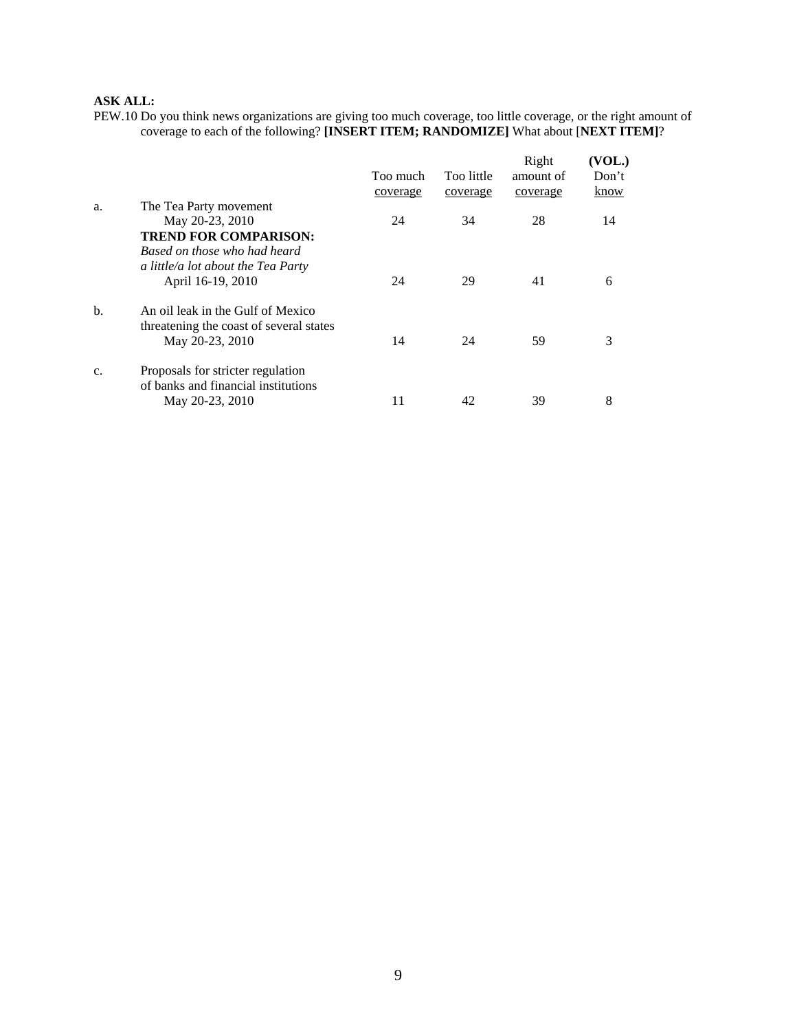**ASK ALL:**

PEW.10 Do you think news organizations are giving too much coverage, too little coverage, or the right amount of coverage to each of the following? **[INSERT ITEM; RANDOMIZE]** What about [**NEXT ITEM]**?

| | | Too much coverage | Too little coverage | Right amount of coverage | **(VOL.)** Don't know |
|---|---|---|---|---|---|
| a. | The Tea Party movement | | | | |
| | May 20-23, 2010 | 24 | 34 | 28 | 14 |
| | **TREND FOR COMPARISON:** | | | | |
| | *Based on those who had heard a little/a lot about the Tea Party* | | | | |
| | April 16-19, 2010 | 24 | 29 | 41 | 6 |
| b. | An oil leak in the Gulf of Mexico threatening the coast of several states | | | | |
| | May 20-23, 2010 | 14 | 24 | 59 | 3 |
| c. | Proposals for stricter regulation of banks and financial institutions | | | | |
| | May 20-23, 2010 | 11 | 42 | 39 | 8 |